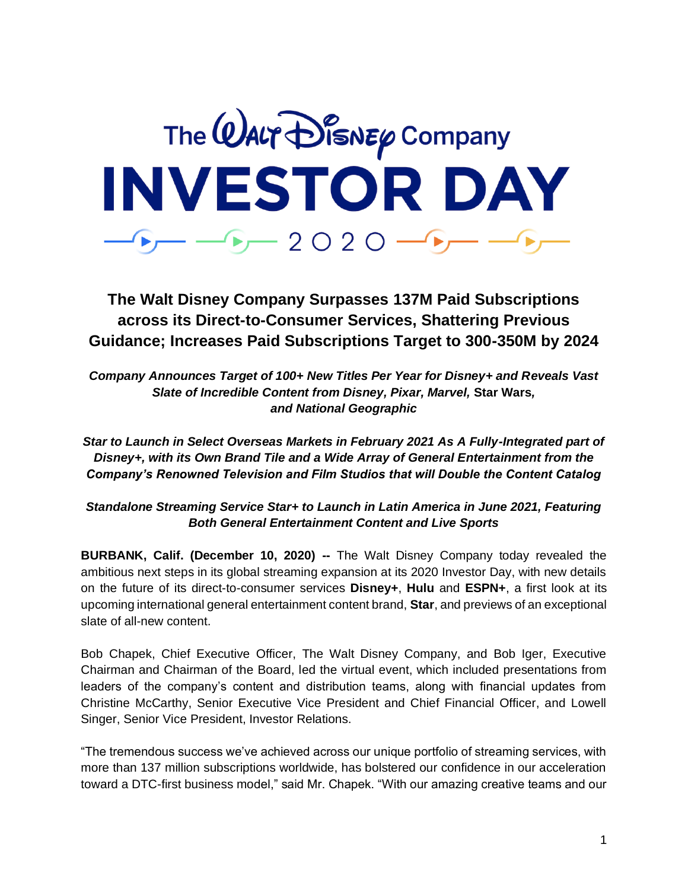# The Walt Disney Company INVESTOR DAY 2020

## The Walt Disney Company Surpasses 137M Paid Subscriptions across its Direct-to-Consumer Services, Shattering Previous Guidance; Increases Paid Subscriptions Target to 300-350M by 2024

***Company Announces Target of 100+ New Titles Per Year for Disney+ and Reveals Vast Slate of Incredible Content from Disney, Pixar, Marvel,* Star Wars*, and National Geographic***

***Star to Launch in Select Overseas Markets in February 2021 As A Fully-Integrated part of Disney+, with its Own Brand Tile and a Wide Array of General Entertainment from the Company's Renowned Television and Film Studios that will Double the Content Catalog***

***Standalone Streaming Service Star+ to Launch in Latin America in June 2021, Featuring Both General Entertainment Content and Live Sports***

**BURBANK, Calif. (December 10, 2020) --** The Walt Disney Company today revealed the ambitious next steps in its global streaming expansion at its 2020 Investor Day, with new details on the future of its direct-to-consumer services **Disney+**, **Hulu** and **ESPN+**, a first look at its upcoming international general entertainment content brand, **Star**, and previews of an exceptional slate of all-new content.

Bob Chapek, Chief Executive Officer, The Walt Disney Company, and Bob Iger, Executive Chairman and Chairman of the Board, led the virtual event, which included presentations from leaders of the company's content and distribution teams, along with financial updates from Christine McCarthy, Senior Executive Vice President and Chief Financial Officer, and Lowell Singer, Senior Vice President, Investor Relations.

"The tremendous success we've achieved across our unique portfolio of streaming services, with more than 137 million subscriptions worldwide, has bolstered our confidence in our acceleration toward a DTC-first business model," said Mr. Chapek. "With our amazing creative teams and our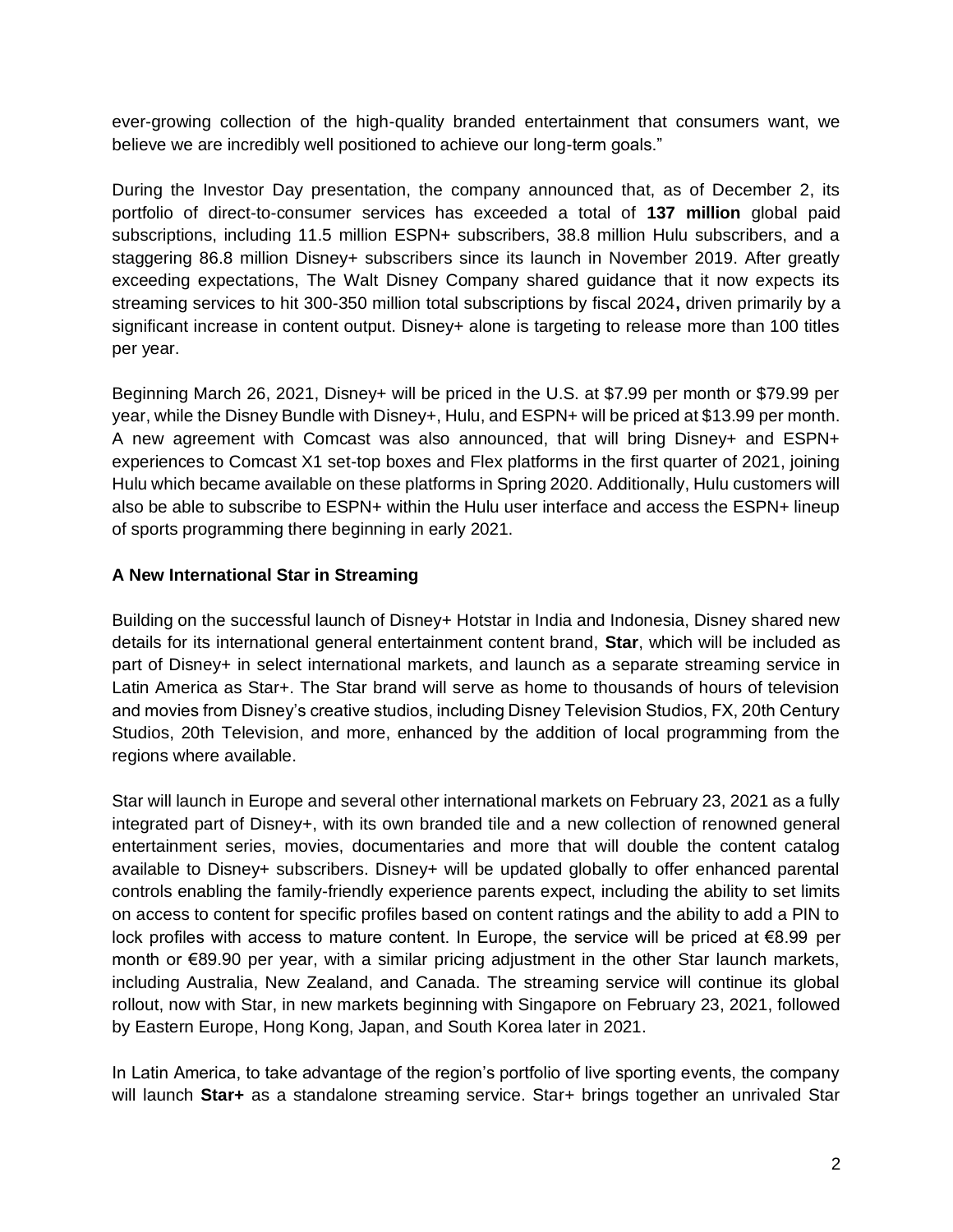ever-growing collection of the high-quality branded entertainment that consumers want, we believe we are incredibly well positioned to achieve our long-term goals."

During the Investor Day presentation, the company announced that, as of December 2, its portfolio of direct-to-consumer services has exceeded a total of **137 million** global paid subscriptions, including 11.5 million ESPN+ subscribers, 38.8 million Hulu subscribers, and a staggering 86.8 million Disney+ subscribers since its launch in November 2019. After greatly exceeding expectations, The Walt Disney Company shared guidance that it now expects its streaming services to hit 300-350 million total subscriptions by fiscal 2024**,** driven primarily by a significant increase in content output. Disney+ alone is targeting to release more than 100 titles per year.

Beginning March 26, 2021, Disney+ will be priced in the U.S. at $7.99 per month or $79.99 per year, while the Disney Bundle with Disney+, Hulu, and ESPN+ will be priced at $13.99 per month. A new agreement with Comcast was also announced, that will bring Disney+ and ESPN+ experiences to Comcast X1 set-top boxes and Flex platforms in the first quarter of 2021, joining Hulu which became available on these platforms in Spring 2020. Additionally, Hulu customers will also be able to subscribe to ESPN+ within the Hulu user interface and access the ESPN+ lineup of sports programming there beginning in early 2021.

**A New International Star in Streaming**

Building on the successful launch of Disney+ Hotstar in India and Indonesia, Disney shared new details for its international general entertainment content brand, **Star**, which will be included as part of Disney+ in select international markets, and launch as a separate streaming service in Latin America as Star+. The Star brand will serve as home to thousands of hours of television and movies from Disney's creative studios, including Disney Television Studios, FX, 20th Century Studios, 20th Television, and more, enhanced by the addition of local programming from the regions where available.

Star will launch in Europe and several other international markets on February 23, 2021 as a fully integrated part of Disney+, with its own branded tile and a new collection of renowned general entertainment series, movies, documentaries and more that will double the content catalog available to Disney+ subscribers. Disney+ will be updated globally to offer enhanced parental controls enabling the family-friendly experience parents expect, including the ability to set limits on access to content for specific profiles based on content ratings and the ability to add a PIN to lock profiles with access to mature content. In Europe, the service will be priced at €8.99 per month or €89.90 per year, with a similar pricing adjustment in the other Star launch markets, including Australia, New Zealand, and Canada. The streaming service will continue its global rollout, now with Star, in new markets beginning with Singapore on February 23, 2021, followed by Eastern Europe, Hong Kong, Japan, and South Korea later in 2021.

In Latin America, to take advantage of the region's portfolio of live sporting events, the company will launch **Star+** as a standalone streaming service. Star+ brings together an unrivaled Star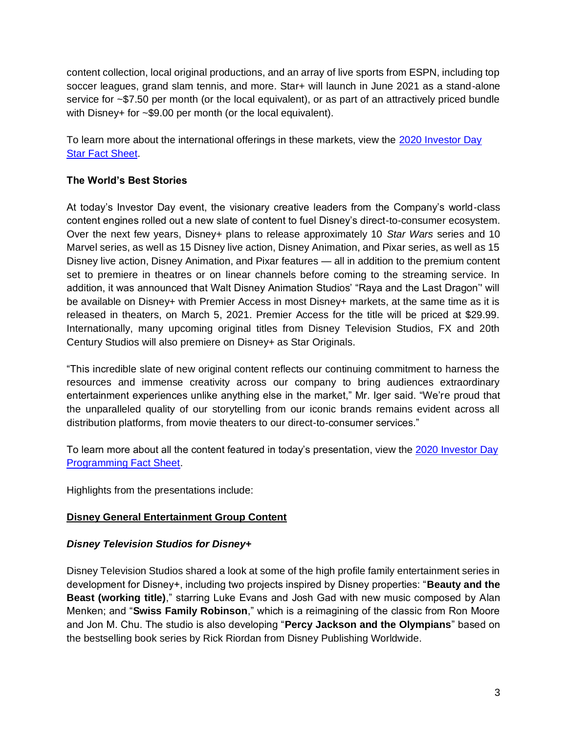content collection, local original productions, and an array of live sports from ESPN, including top soccer leagues, grand slam tennis, and more. Star+ will launch in June 2021 as a stand-alone service for ~$7.50 per month (or the local equivalent), or as part of an attractively priced bundle with Disney+ for ~$9.00 per month (or the local equivalent).

To learn more about the international offerings in these markets, view the [2020 Investor Day Star Fact Sheet](#).

**The World's Best Stories**

At today's Investor Day event, the visionary creative leaders from the Company's world-class content engines rolled out a new slate of content to fuel Disney's direct-to-consumer ecosystem. Over the next few years, Disney+ plans to release approximately 10 *Star Wars* series and 10 Marvel series, as well as 15 Disney live action, Disney Animation, and Pixar series, as well as 15 Disney live action, Disney Animation, and Pixar features — all in addition to the premium content set to premiere in theatres or on linear channels before coming to the streaming service. In addition, it was announced that Walt Disney Animation Studios' "Raya and the Last Dragon" will be available on Disney+ with Premier Access in most Disney+ markets, at the same time as it is released in theaters, on March 5, 2021. Premier Access for the title will be priced at $29.99. Internationally, many upcoming original titles from Disney Television Studios, FX and 20th Century Studios will also premiere on Disney+ as Star Originals.

"This incredible slate of new original content reflects our continuing commitment to harness the resources and immense creativity across our company to bring audiences extraordinary entertainment experiences unlike anything else in the market," Mr. Iger said. "We're proud that the unparalleled quality of our storytelling from our iconic brands remains evident across all distribution platforms, from movie theaters to our direct-to-consumer services."

To learn more about all the content featured in today's presentation, view the [2020 Investor Day Programming Fact Sheet](#).

Highlights from the presentations include:

**Disney General Entertainment Group Content**

***Disney Television Studios for Disney+***

Disney Television Studios shared a look at some of the high profile family entertainment series in development for Disney+, including two projects inspired by Disney properties: "**Beauty and the Beast (working title)**," starring Luke Evans and Josh Gad with new music composed by Alan Menken; and "**Swiss Family Robinson**," which is a reimagining of the classic from Ron Moore and Jon M. Chu. The studio is also developing "**Percy Jackson and the Olympians**" based on the bestselling book series by Rick Riordan from Disney Publishing Worldwide.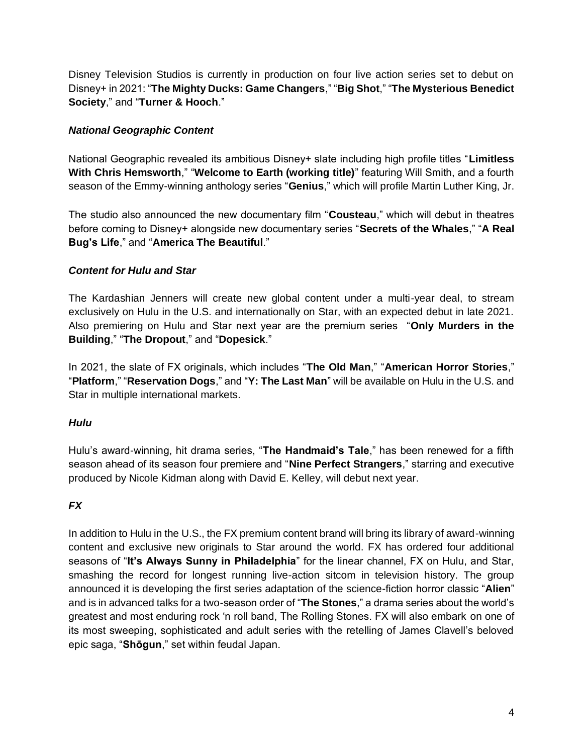Disney Television Studios is currently in production on four live action series set to debut on Disney+ in 2021: "**The Mighty Ducks: Game Changers**," "**Big Shot**," "**The Mysterious Benedict Society**," and "**Turner & Hooch**."

***National Geographic Content***

National Geographic revealed its ambitious Disney+ slate including high profile titles "**Limitless With Chris Hemsworth**," "**Welcome to Earth (working title)**" featuring Will Smith, and a fourth season of the Emmy-winning anthology series "**Genius**," which will profile Martin Luther King, Jr.

The studio also announced the new documentary film "**Cousteau**," which will debut in theatres before coming to Disney+ alongside new documentary series "**Secrets of the Whales**," "**A Real Bug's Life**," and "**America The Beautiful**."

***Content for Hulu and Star***

The Kardashian Jenners will create new global content under a multi-year deal, to stream exclusively on Hulu in the U.S. and internationally on Star, with an expected debut in late 2021. Also premiering on Hulu and Star next year are the premium series "**Only Murders in the Building**," "**The Dropout**," and "**Dopesick**."

In 2021, the slate of FX originals, which includes "**The Old Man**," "**American Horror Stories**," "**Platform**," "**Reservation Dogs**," and "**Y: The Last Man**" will be available on Hulu in the U.S. and Star in multiple international markets.

***Hulu***

Hulu's award-winning, hit drama series, "**The Handmaid's Tale**," has been renewed for a fifth season ahead of its season four premiere and "**Nine Perfect Strangers**," starring and executive produced by Nicole Kidman along with David E. Kelley, will debut next year.

***FX***

In addition to Hulu in the U.S., the FX premium content brand will bring its library of award-winning content and exclusive new originals to Star around the world. FX has ordered four additional seasons of "**It's Always Sunny in Philadelphia**" for the linear channel, FX on Hulu, and Star, smashing the record for longest running live-action sitcom in television history. The group announced it is developing the first series adaptation of the science-fiction horror classic "**Alien**" and is in advanced talks for a two-season order of "**The Stones**," a drama series about the world's greatest and most enduring rock 'n roll band, The Rolling Stones. FX will also embark on one of its most sweeping, sophisticated and adult series with the retelling of James Clavell's beloved epic saga, "**Shōgun**," set within feudal Japan.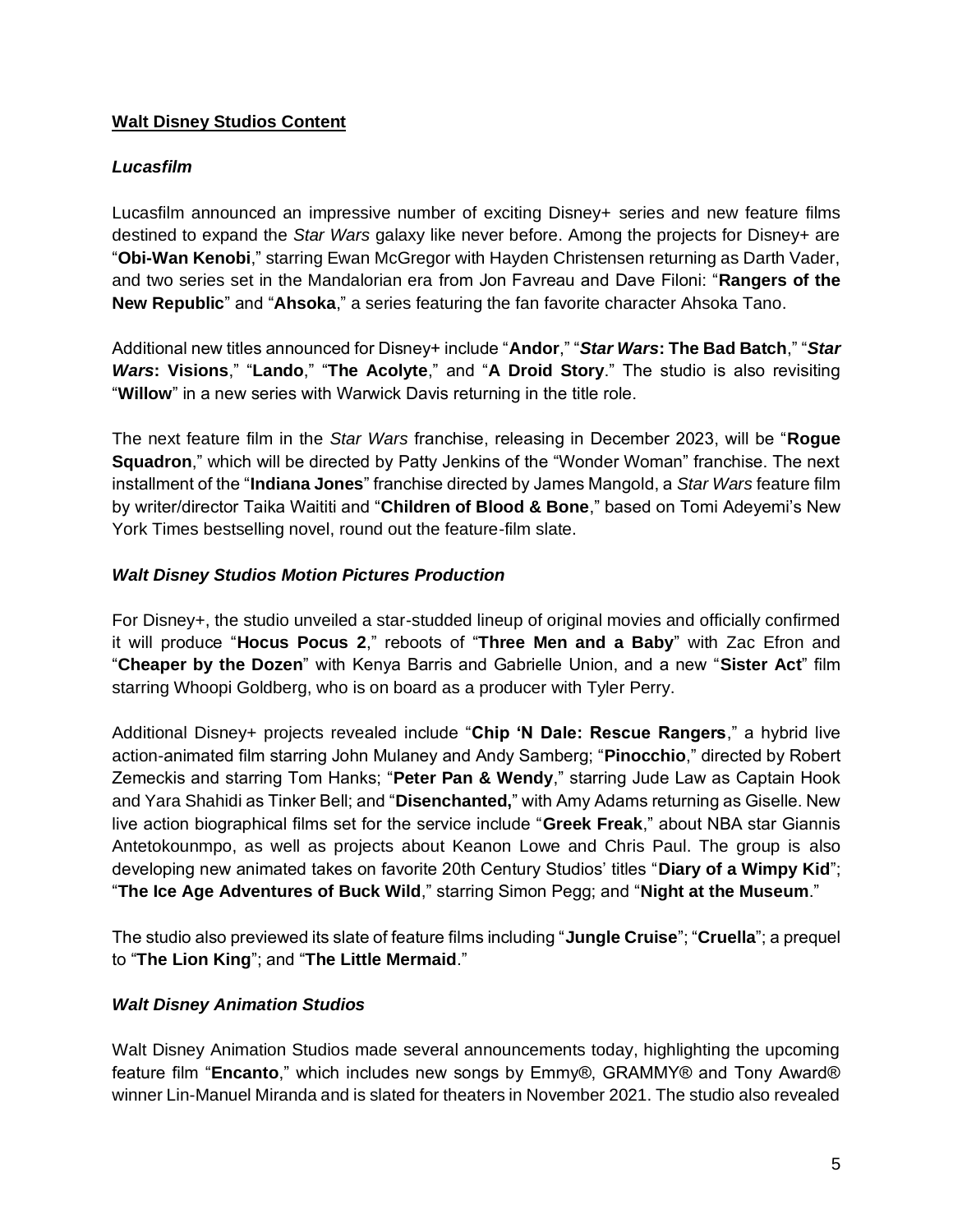**Walt Disney Studios Content**

***Lucasfilm***

Lucasfilm announced an impressive number of exciting Disney+ series and new feature films destined to expand the *Star Wars* galaxy like never before. Among the projects for Disney+ are "**Obi-Wan Kenobi**," starring Ewan McGregor with Hayden Christensen returning as Darth Vader, and two series set in the Mandalorian era from Jon Favreau and Dave Filoni: "**Rangers of the New Republic**" and "**Ahsoka**," a series featuring the fan favorite character Ahsoka Tano.

Additional new titles announced for Disney+ include "**Andor**," "***Star Wars*: The Bad Batch**," "***Star Wars*: Visions**," "**Lando**," "**The Acolyte**," and "**A Droid Story**." The studio is also revisiting "**Willow**" in a new series with Warwick Davis returning in the title role.

The next feature film in the *Star Wars* franchise, releasing in December 2023, will be "**Rogue Squadron**," which will be directed by Patty Jenkins of the "Wonder Woman" franchise. The next installment of the "**Indiana Jones**" franchise directed by James Mangold, a *Star Wars* feature film by writer/director Taika Waititi and "**Children of Blood & Bone**," based on Tomi Adeyemi's New York Times bestselling novel, round out the feature-film slate.

***Walt Disney Studios Motion Pictures Production***

For Disney+, the studio unveiled a star-studded lineup of original movies and officially confirmed it will produce "**Hocus Pocus 2**," reboots of "**Three Men and a Baby**" with Zac Efron and "**Cheaper by the Dozen**" with Kenya Barris and Gabrielle Union, and a new "**Sister Act**" film starring Whoopi Goldberg, who is on board as a producer with Tyler Perry.

Additional Disney+ projects revealed include "**Chip 'N Dale: Rescue Rangers**," a hybrid live action-animated film starring John Mulaney and Andy Samberg; "**Pinocchio**," directed by Robert Zemeckis and starring Tom Hanks; "**Peter Pan & Wendy**," starring Jude Law as Captain Hook and Yara Shahidi as Tinker Bell; and "**Disenchanted,**" with Amy Adams returning as Giselle. New live action biographical films set for the service include "**Greek Freak**," about NBA star Giannis Antetokounmpo, as well as projects about Keanon Lowe and Chris Paul. The group is also developing new animated takes on favorite 20th Century Studios' titles "**Diary of a Wimpy Kid**"; "**The Ice Age Adventures of Buck Wild**," starring Simon Pegg; and "**Night at the Museum**."

The studio also previewed its slate of feature films including "**Jungle Cruise**"; "**Cruella**"; a prequel to "**The Lion King**"; and "**The Little Mermaid**."

***Walt Disney Animation Studios***

Walt Disney Animation Studios made several announcements today, highlighting the upcoming feature film "**Encanto**," which includes new songs by Emmy®, GRAMMY® and Tony Award® winner Lin-Manuel Miranda and is slated for theaters in November 2021. The studio also revealed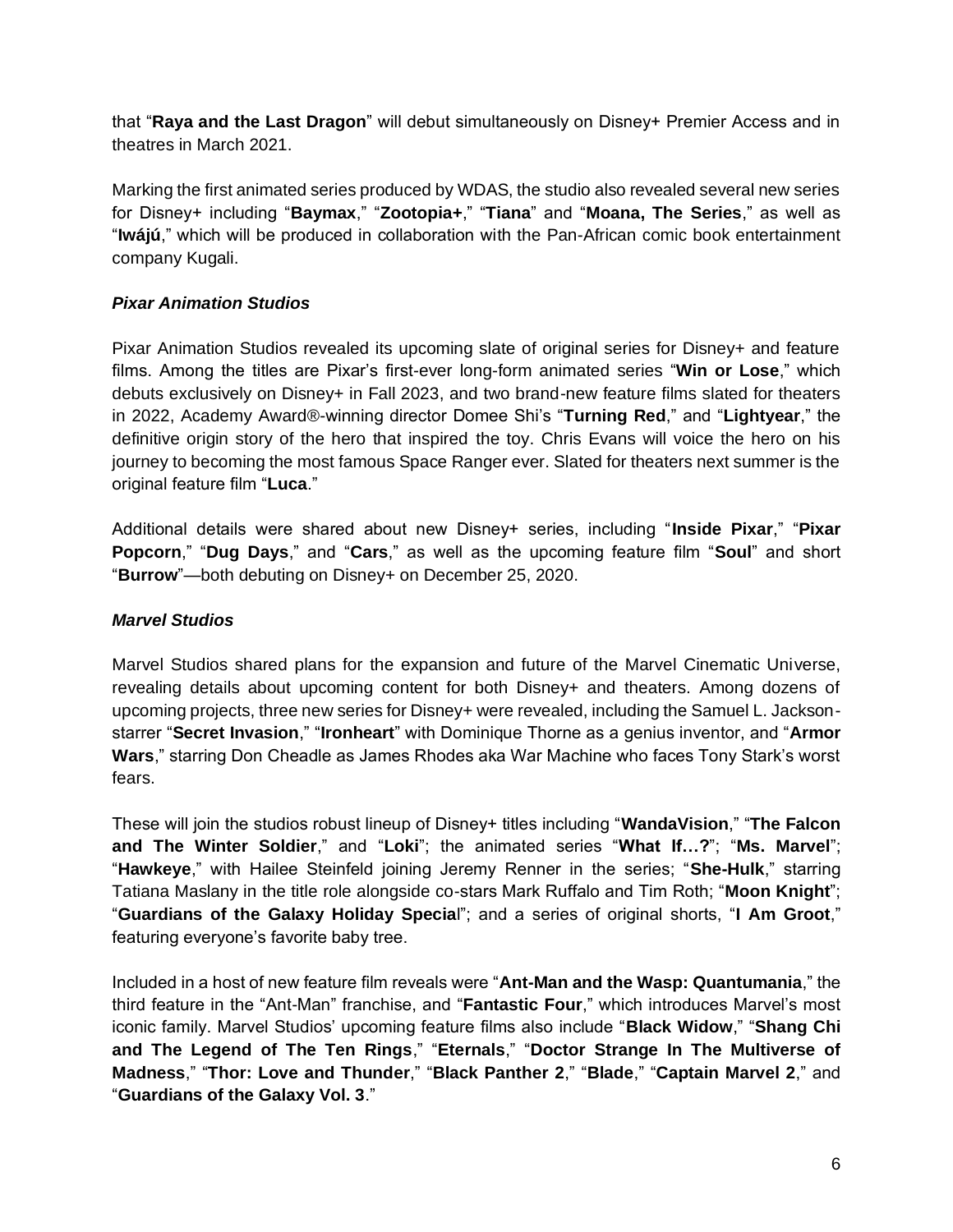that "**Raya and the Last Dragon**" will debut simultaneously on Disney+ Premier Access and in theatres in March 2021.

Marking the first animated series produced by WDAS, the studio also revealed several new series for Disney+ including "**Baymax**," "**Zootopia+**," "**Tiana**" and "**Moana, The Series**," as well as "**Iwájú**," which will be produced in collaboration with the Pan-African comic book entertainment company Kugali.

***Pixar Animation Studios***

Pixar Animation Studios revealed its upcoming slate of original series for Disney+ and feature films. Among the titles are Pixar's first-ever long-form animated series "**Win or Lose**," which debuts exclusively on Disney+ in Fall 2023, and two brand-new feature films slated for theaters in 2022, Academy Award®-winning director Domee Shi's "**Turning Red**," and "**Lightyear**," the definitive origin story of the hero that inspired the toy. Chris Evans will voice the hero on his journey to becoming the most famous Space Ranger ever. Slated for theaters next summer is the original feature film "**Luca**."

Additional details were shared about new Disney+ series, including "**Inside Pixar**," "**Pixar Popcorn**," "**Dug Days**," and "**Cars**," as well as the upcoming feature film "**Soul**" and short "**Burrow**"—both debuting on Disney+ on December 25, 2020.

***Marvel Studios***

Marvel Studios shared plans for the expansion and future of the Marvel Cinematic Universe, revealing details about upcoming content for both Disney+ and theaters. Among dozens of upcoming projects, three new series for Disney+ were revealed, including the Samuel L. Jackson-starrer "**Secret Invasion**," "**Ironheart**" with Dominique Thorne as a genius inventor, and "**Armor Wars**," starring Don Cheadle as James Rhodes aka War Machine who faces Tony Stark's worst fears.

These will join the studios robust lineup of Disney+ titles including "**WandaVision**," "**The Falcon and The Winter Soldier**," and "**Loki**"; the animated series "**What If…?**"; "**Ms. Marvel**"; "**Hawkeye**," with Hailee Steinfeld joining Jeremy Renner in the series; "**She-Hulk**," starring Tatiana Maslany in the title role alongside co-stars Mark Ruffalo and Tim Roth; "**Moon Knight**"; "**Guardians of the Galaxy Holiday Specia**l"; and a series of original shorts, "**I Am Groot**," featuring everyone's favorite baby tree.

Included in a host of new feature film reveals were "**Ant-Man and the Wasp: Quantumania**," the third feature in the "Ant-Man" franchise, and "**Fantastic Four**," which introduces Marvel's most iconic family. Marvel Studios' upcoming feature films also include "**Black Widow**," "**Shang Chi and The Legend of The Ten Rings**," "**Eternals**," "**Doctor Strange In The Multiverse of Madness**," "**Thor: Love and Thunder**," "**Black Panther 2**," "**Blade**," "**Captain Marvel 2**," and "**Guardians of the Galaxy Vol. 3**."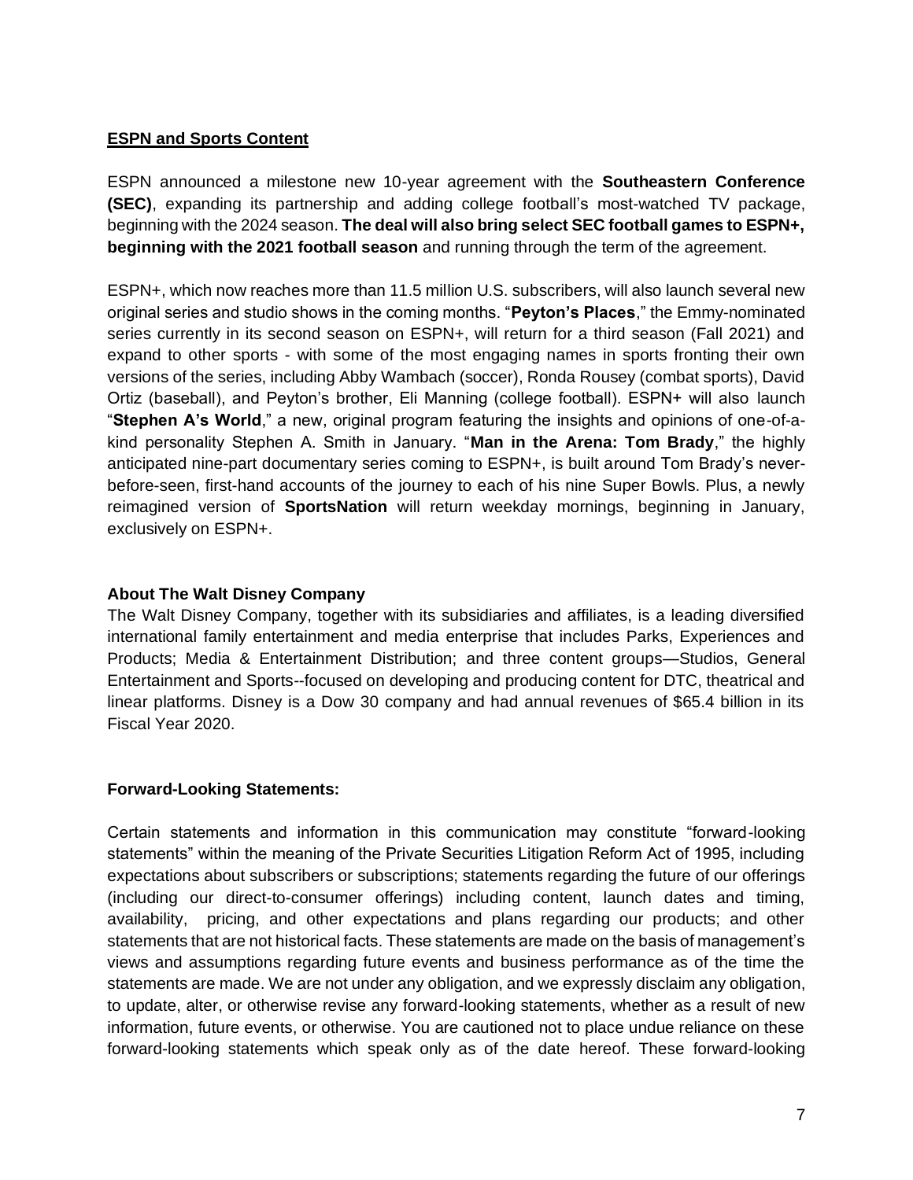**ESPN and Sports Content**

ESPN announced a milestone new 10-year agreement with the **Southeastern Conference (SEC)**, expanding its partnership and adding college football's most-watched TV package, beginning with the 2024 season. **The deal will also bring select SEC football games to ESPN+, beginning with the 2021 football season** and running through the term of the agreement.

ESPN+, which now reaches more than 11.5 million U.S. subscribers, will also launch several new original series and studio shows in the coming months. "**Peyton's Places**," the Emmy-nominated series currently in its second season on ESPN+, will return for a third season (Fall 2021) and expand to other sports - with some of the most engaging names in sports fronting their own versions of the series, including Abby Wambach (soccer), Ronda Rousey (combat sports), David Ortiz (baseball), and Peyton's brother, Eli Manning (college football). ESPN+ will also launch "**Stephen A's World**," a new, original program featuring the insights and opinions of one-of-a-kind personality Stephen A. Smith in January. "**Man in the Arena: Tom Brady**," the highly anticipated nine-part documentary series coming to ESPN+, is built around Tom Brady's never-before-seen, first-hand accounts of the journey to each of his nine Super Bowls. Plus, a newly reimagined version of **SportsNation** will return weekday mornings, beginning in January, exclusively on ESPN+.

**About The Walt Disney Company**

The Walt Disney Company, together with its subsidiaries and affiliates, is a leading diversified international family entertainment and media enterprise that includes Parks, Experiences and Products; Media & Entertainment Distribution; and three content groups—Studios, General Entertainment and Sports--focused on developing and producing content for DTC, theatrical and linear platforms. Disney is a Dow 30 company and had annual revenues of $65.4 billion in its Fiscal Year 2020.

**Forward-Looking Statements:**

Certain statements and information in this communication may constitute "forward-looking statements" within the meaning of the Private Securities Litigation Reform Act of 1995, including expectations about subscribers or subscriptions; statements regarding the future of our offerings (including our direct-to-consumer offerings) including content, launch dates and timing, availability, pricing, and other expectations and plans regarding our products; and other statements that are not historical facts. These statements are made on the basis of management's views and assumptions regarding future events and business performance as of the time the statements are made. We are not under any obligation, and we expressly disclaim any obligation, to update, alter, or otherwise revise any forward-looking statements, whether as a result of new information, future events, or otherwise. You are cautioned not to place undue reliance on these forward-looking statements which speak only as of the date hereof. These forward-looking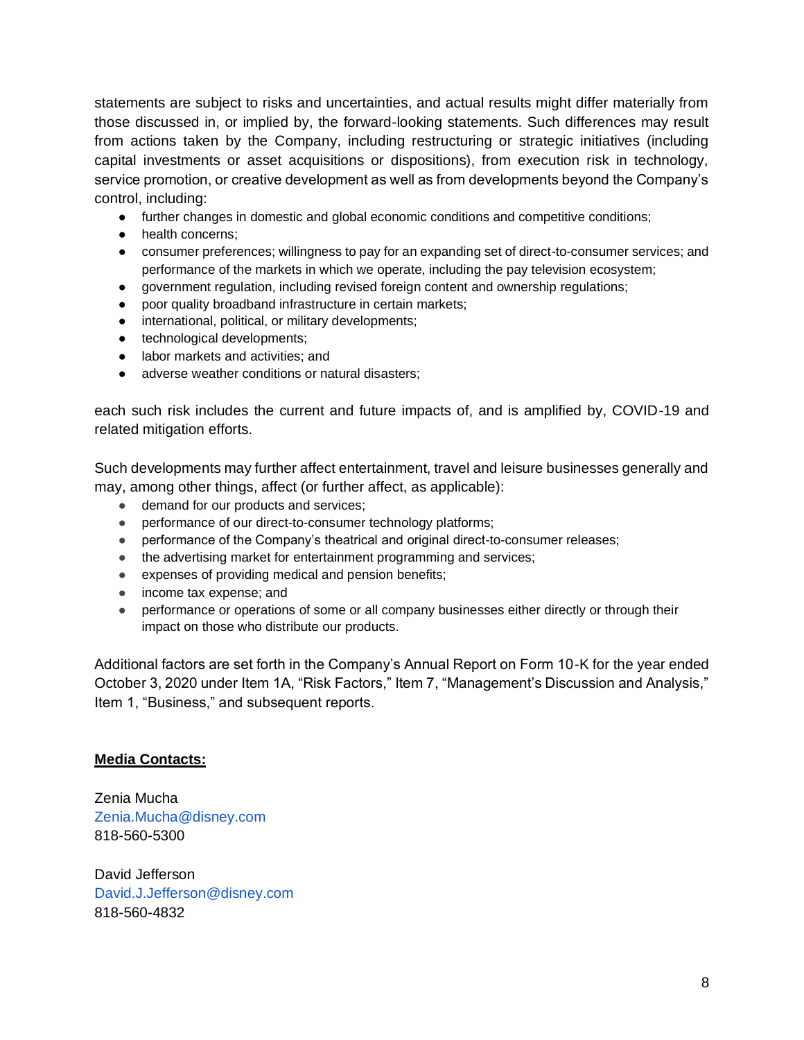statements are subject to risks and uncertainties, and actual results might differ materially from those discussed in, or implied by, the forward-looking statements. Such differences may result from actions taken by the Company, including restructuring or strategic initiatives (including capital investments or asset acquisitions or dispositions), from execution risk in technology, service promotion, or creative development as well as from developments beyond the Company's control, including:

- further changes in domestic and global economic conditions and competitive conditions;
- health concerns;
- consumer preferences; willingness to pay for an expanding set of direct-to-consumer services; and performance of the markets in which we operate, including the pay television ecosystem;
- government regulation, including revised foreign content and ownership regulations;
- poor quality broadband infrastructure in certain markets;
- international, political, or military developments;
- technological developments;
- labor markets and activities; and
- adverse weather conditions or natural disasters;

each such risk includes the current and future impacts of, and is amplified by, COVID-19 and related mitigation efforts.

Such developments may further affect entertainment, travel and leisure businesses generally and may, among other things, affect (or further affect, as applicable):

- demand for our products and services;
- performance of our direct-to-consumer technology platforms;
- performance of the Company's theatrical and original direct-to-consumer releases;
- the advertising market for entertainment programming and services;
- expenses of providing medical and pension benefits;
- income tax expense; and
- performance or operations of some or all company businesses either directly or through their impact on those who distribute our products.

Additional factors are set forth in the Company's Annual Report on Form 10-K for the year ended October 3, 2020 under Item 1A, "Risk Factors," Item 7, "Management's Discussion and Analysis," Item 1, "Business," and subsequent reports.

**Media Contacts:**

Zenia Mucha
Zenia.Mucha@disney.com
818-560-5300

David Jefferson
David.J.Jefferson@disney.com
818-560-4832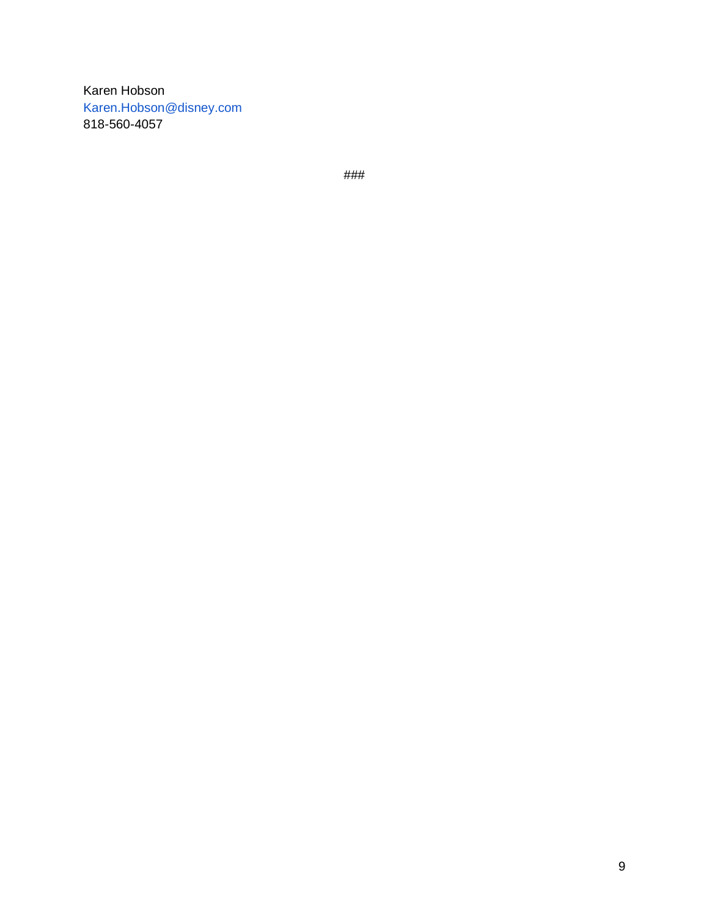Karen Hobson
Karen.Hobson@disney.com
818-560-4057

###